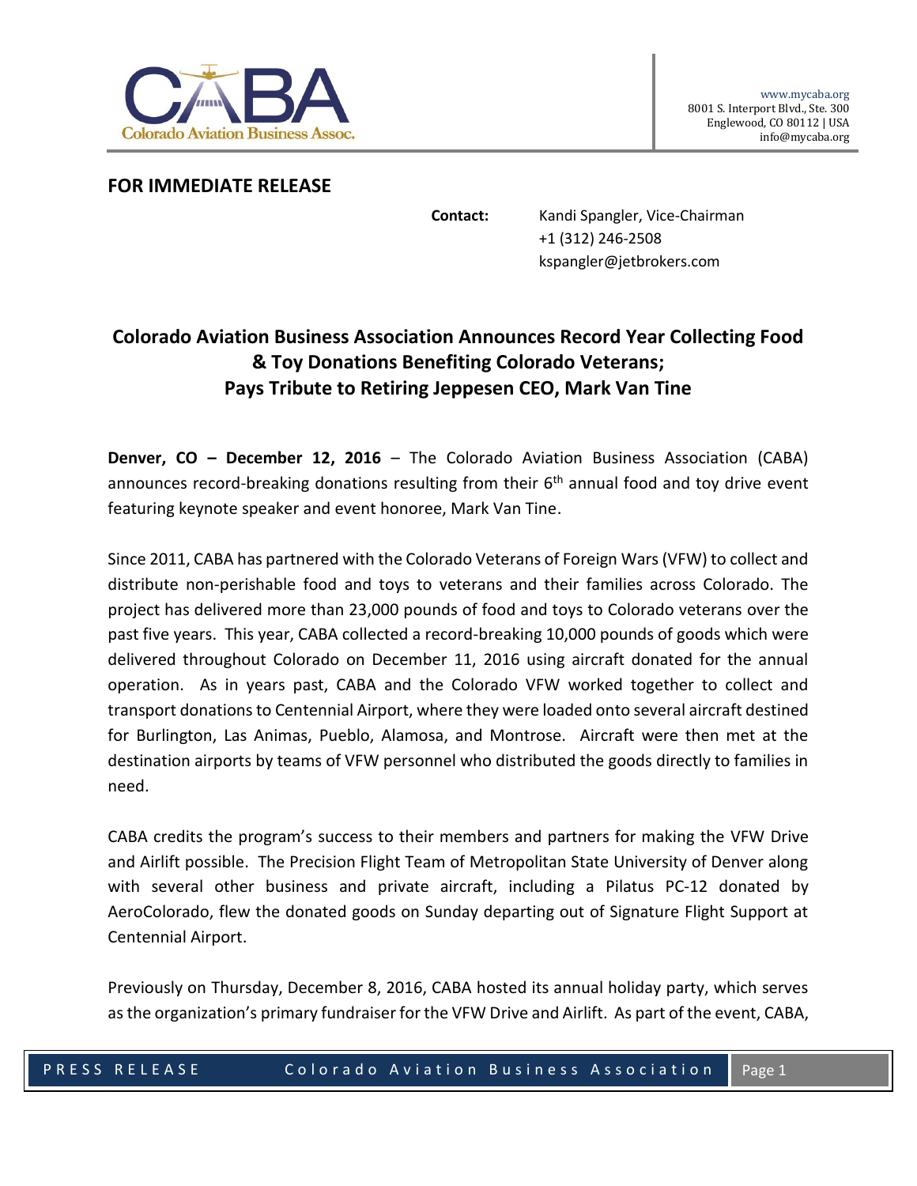Colorado Aviation Business Assoc.

www.mycaba.org
8001 S. Interport Blvd., Ste. 300
Englewood, CO 80112 | USA
info@mycaba.org

**FOR IMMEDIATE RELEASE**

**Contact:** Kandi Spangler, Vice-Chairman
+1 (312) 246-2508
kspangler@jetbrokers.com

## Colorado Aviation Business Association Announces Record Year Collecting Food & Toy Donations Benefiting Colorado Veterans; Pays Tribute to Retiring Jeppesen CEO, Mark Van Tine

**Denver, CO – December 12, 2016** – The Colorado Aviation Business Association (CABA) announces record-breaking donations resulting from their 6th annual food and toy drive event featuring keynote speaker and event honoree, Mark Van Tine.

Since 2011, CABA has partnered with the Colorado Veterans of Foreign Wars (VFW) to collect and distribute non-perishable food and toys to veterans and their families across Colorado. The project has delivered more than 23,000 pounds of food and toys to Colorado veterans over the past five years. This year, CABA collected a record-breaking 10,000 pounds of goods which were delivered throughout Colorado on December 11, 2016 using aircraft donated for the annual operation. As in years past, CABA and the Colorado VFW worked together to collect and transport donations to Centennial Airport, where they were loaded onto several aircraft destined for Burlington, Las Animas, Pueblo, Alamosa, and Montrose. Aircraft were then met at the destination airports by teams of VFW personnel who distributed the goods directly to families in need.

CABA credits the program's success to their members and partners for making the VFW Drive and Airlift possible. The Precision Flight Team of Metropolitan State University of Denver along with several other business and private aircraft, including a Pilatus PC-12 donated by AeroColorado, flew the donated goods on Sunday departing out of Signature Flight Support at Centennial Airport.

Previously on Thursday, December 8, 2016, CABA hosted its annual holiday party, which serves as the organization's primary fundraiser for the VFW Drive and Airlift. As part of the event, CABA,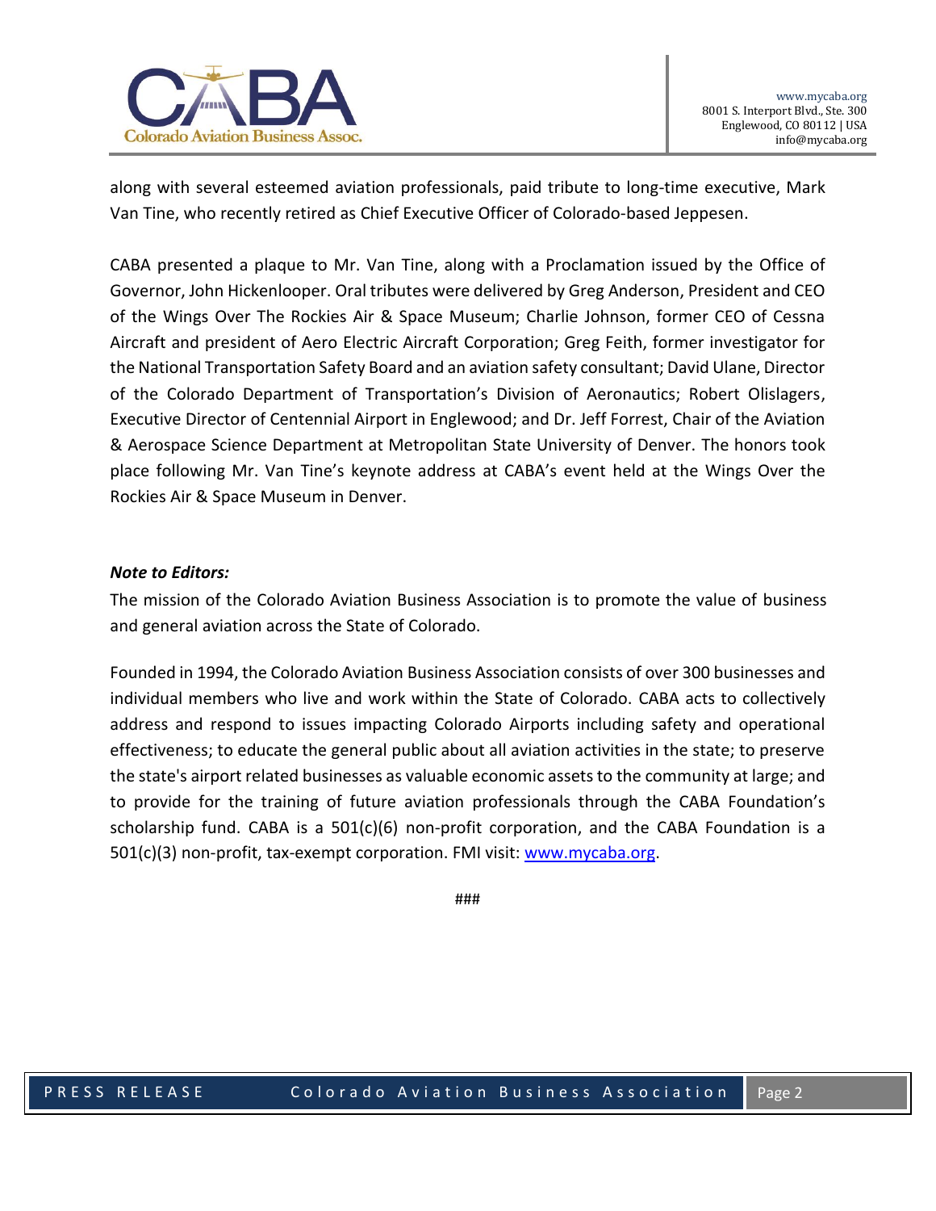along with several esteemed aviation professionals, paid tribute to long-time executive, Mark Van Tine, who recently retired as Chief Executive Officer of Colorado-based Jeppesen.

CABA presented a plaque to Mr. Van Tine, along with a Proclamation issued by the Office of Governor, John Hickenlooper. Oral tributes were delivered by Greg Anderson, President and CEO of the Wings Over The Rockies Air & Space Museum; Charlie Johnson, former CEO of Cessna Aircraft and president of Aero Electric Aircraft Corporation; Greg Feith, former investigator for the National Transportation Safety Board and an aviation safety consultant; David Ulane, Director of the Colorado Department of Transportation's Division of Aeronautics; Robert Olislagers, Executive Director of Centennial Airport in Englewood; and Dr. Jeff Forrest, Chair of the Aviation & Aerospace Science Department at Metropolitan State University of Denver. The honors took place following Mr. Van Tine's keynote address at CABA's event held at the Wings Over the Rockies Air & Space Museum in Denver.

***Note to Editors:***

The mission of the Colorado Aviation Business Association is to promote the value of business and general aviation across the State of Colorado.

Founded in 1994, the Colorado Aviation Business Association consists of over 300 businesses and individual members who live and work within the State of Colorado. CABA acts to collectively address and respond to issues impacting Colorado Airports including safety and operational effectiveness; to educate the general public about all aviation activities in the state; to preserve the state's airport related businesses as valuable economic assets to the community at large; and to provide for the training of future aviation professionals through the CABA Foundation's scholarship fund. CABA is a 501(c)(6) non-profit corporation, and the CABA Foundation is a 501(c)(3) non-profit, tax-exempt corporation. FMI visit: [www.mycaba.org](http://www.mycaba.org).

###